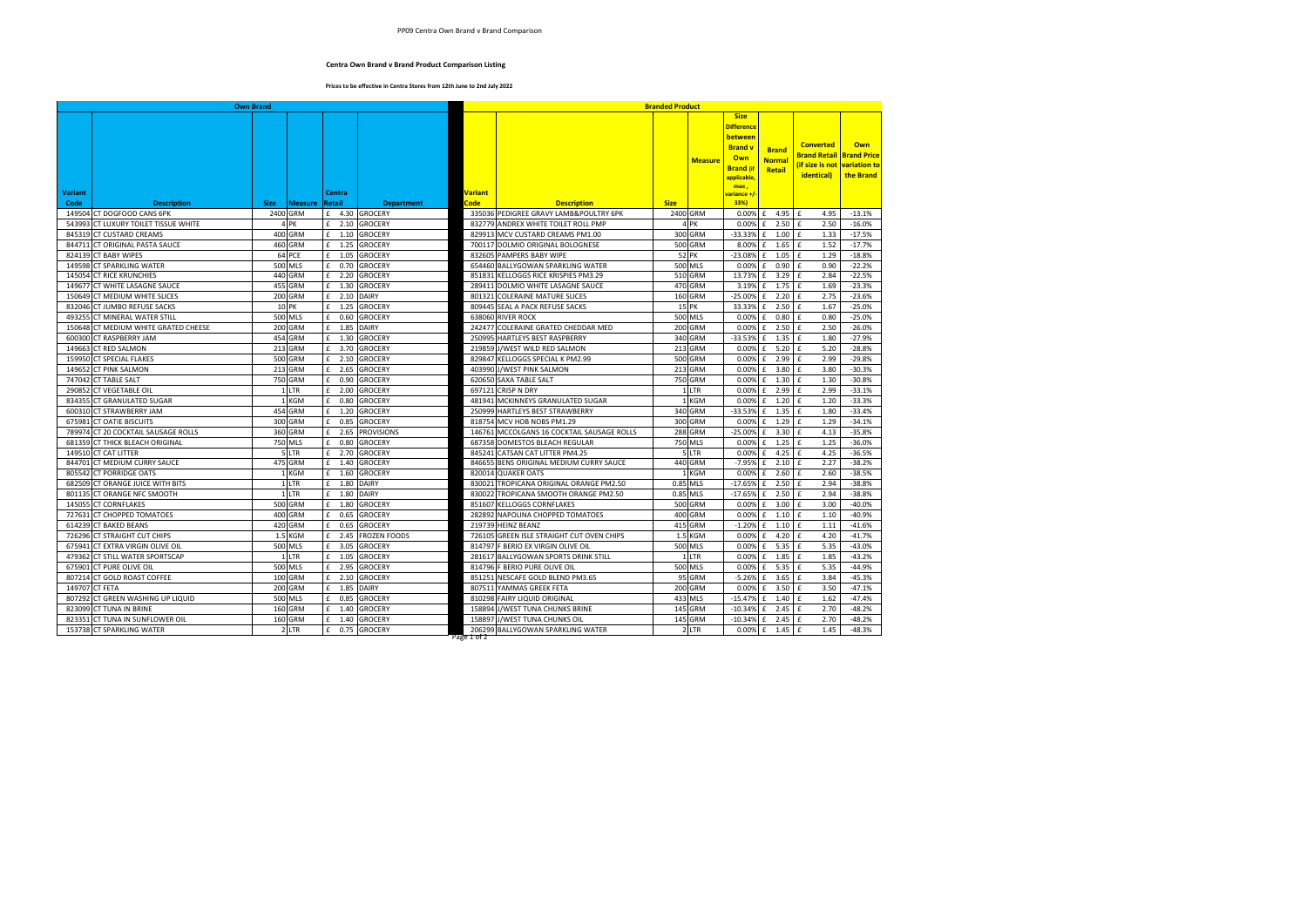PP09 Centra Own Brand v Brand Comparison

## Centra Own Brand v Brand Product Comparison Listing

**Prices to be effective in Centra Stores from 12th June to 2nd July 2022**

| Own Brand | | | | | | Branded Product | | | | | | | |
|---|---|---|---|---|---|---|---|---|---|---|---|---|---|
| Variant Code | Description | Size | Measure | Centra Retail | Department | Variant Code | Description | Size | Measure | Size Difference between Brand v Own Brand (if applicable, max, variance +/- 33%) | Brand Normal Retail | Converted Brand Retail (if size is not identical) | Own Brand Price variation to the Brand |
| 149504 | CT DOGFOOD CANS 6PK | 2400 | GRM | £ 4.30 | GROCERY | 335036 | PEDIGREE GRAVY LAMB&POULTRY 6PK | 2400 | GRM | 0.00% | £ 4.95 | £ 4.95 | -13.1% |
| 543993 | CT LUXURY TOILET TISSUE WHITE | 4 | PK | £ 2.10 | GROCERY | 832779 | ANDREX WHITE TOILET ROLL PMP | 4 | PK | 0.00% | £ 2.50 | £ 2.50 | -16.0% |
| 845319 | CT CUSTARD CREAMS | 400 | GRM | £ 1.10 | GROCERY | 829913 | MCV CUSTARD CREAMS PM1.00 | 300 | GRM | -33.33% | £ 1.00 | £ 1.33 | -17.5% |
| 844711 | CT ORIGINAL PASTA SAUCE | 460 | GRM | £ 1.25 | GROCERY | 700117 | DOLMIO ORIGINAL BOLOGNESE | 500 | GRM | 8.00% | £ 1.65 | £ 1.52 | -17.7% |
| 824139 | CT BABY WIPES | 64 | PCE | £ 1.05 | GROCERY | 832605 | PAMPERS BABY WIPE | 52 | PK | -23.08% | £ 1.05 | £ 1.29 | -18.8% |
| 149598 | CT SPARKLING WATER | 500 | MLS | £ 0.70 | GROCERY | 654460 | BALLYGOWAN SPARKLING WATER | 500 | MLS | 0.00% | £ 0.90 | £ 0.90 | -22.2% |
| 145054 | CT RICE KRUNCHIES | 440 | GRM | £ 2.20 | GROCERY | 851831 | KELLOGGS RICE KRISPIES PM3.29 | 510 | GRM | 13.73% | £ 3.29 | £ 2.84 | -22.5% |
| 149677 | CT WHITE LASAGNE SAUCE | 455 | GRM | £ 1.30 | GROCERY | 289411 | DOLMIO WHITE LASAGNE SAUCE | 470 | GRM | 3.19% | £ 1.75 | £ 1.69 | -23.3% |
| 150649 | CT MEDIUM WHITE SLICES | 200 | GRM | £ 2.10 | DAIRY | 801321 | COLERAINE MATURE SLICES | 160 | GRM | -25.00% | £ 2.20 | £ 2.75 | -23.6% |
| 832046 | CT JUMBO REFUSE SACKS | 10 | PK | £ 1.25 | GROCERY | 809445 | SEAL A PACK REFUSE SACKS | 15 | PK | 33.33% | £ 2.50 | £ 1.67 | -25.0% |
| 493255 | CT MINERAL WATER STILL | 500 | MLS | £ 0.60 | GROCERY | 638060 | RIVER ROCK | 500 | MLS | 0.00% | £ 0.80 | £ 0.80 | -25.0% |
| 150648 | CT MEDIUM WHITE GRATED CHEESE | 200 | GRM | £ 1.85 | DAIRY | 242477 | COLERAINE GRATED CHEDDAR MED | 200 | GRM | 0.00% | £ 2.50 | £ 2.50 | -26.0% |
| 600300 | CT RASPBERRY JAM | 454 | GRM | £ 1.30 | GROCERY | 250995 | HARTLEYS BEST RASPBERRY | 340 | GRM | -33.53% | £ 1.35 | £ 1.80 | -27.9% |
| 149663 | CT RED SALMON | 213 | GRM | £ 3.70 | GROCERY | 219859 | J/WEST WILD RED SALMON | 213 | GRM | 0.00% | £ 5.20 | £ 5.20 | -28.8% |
| 159950 | CT SPECIAL FLAKES | 500 | GRM | £ 2.10 | GROCERY | 829847 | KELLOGGS SPECIAL K PM2.99 | 500 | GRM | 0.00% | £ 2.99 | £ 2.99 | -29.8% |
| 149652 | CT PINK SALMON | 213 | GRM | £ 2.65 | GROCERY | 403990 | J/WEST PINK SALMON | 213 | GRM | 0.00% | £ 3.80 | £ 3.80 | -30.3% |
| 747042 | CT TABLE SALT | 750 | GRM | £ 0.90 | GROCERY | 620650 | SAXA TABLE SALT | 750 | GRM | 0.00% | £ 1.30 | £ 1.30 | -30.8% |
| 290852 | CT VEGETABLE OIL | 1 | LTR | £ 2.00 | GROCERY | 697121 | CRISP N DRY | 1 | LTR | 0.00% | £ 2.99 | £ 2.99 | -33.1% |
| 834355 | CT GRANULATED SUGAR | 1 | KGM | £ 0.80 | GROCERY | 481941 | MCKINNEYS GRANULATED SUGAR | 1 | KGM | 0.00% | £ 1.20 | £ 1.20 | -33.3% |
| 600310 | CT STRAWBERRY JAM | 454 | GRM | £ 1.20 | GROCERY | 250999 | HARTLEYS BEST STRAWBERRY | 340 | GRM | -33.53% | £ 1.35 | £ 1.80 | -33.4% |
| 675981 | CT OATIE BISCUITS | 300 | GRM | £ 0.85 | GROCERY | 818754 | MCV HOB NOBS PM1.29 | 300 | GRM | 0.00% | £ 1.29 | £ 1.29 | -34.1% |
| 789974 | CT 20 COCKTAIL SAUSAGE ROLLS | 360 | GRM | £ 2.65 | PROVISIONS | 146761 | MCCOLGANS 16 COCKTAIL SAUSAGE ROLLS | 288 | GRM | -25.00% | £ 3.30 | £ 4.13 | -35.8% |
| 681359 | CT THICK BLEACH ORIGINAL | 750 | MLS | £ 0.80 | GROCERY | 687358 | DOMESTOS BLEACH REGULAR | 750 | MLS | 0.00% | £ 1.25 | £ 1.25 | -36.0% |
| 149510 | CT CAT LITTER | 5 | LTR | £ 2.70 | GROCERY | 845241 | CATSAN CAT LITTER PM4.25 | 5 | LTR | 0.00% | £ 4.25 | £ 4.25 | -36.5% |
| 844701 | CT MEDIUM CURRY SAUCE | 475 | GRM | £ 1.40 | GROCERY | 846655 | BENS ORIGINAL MEDIUM CURRY SAUCE | 440 | GRM | -7.95% | £ 2.10 | £ 2.27 | -38.2% |
| 805542 | CT PORRIDGE OATS | 1 | KGM | £ 1.60 | GROCERY | 820014 | QUAKER OATS | 1 | KGM | 0.00% | £ 2.60 | £ 2.60 | -38.5% |
| 682509 | CT ORANGE JUICE WITH BITS | 1 | LTR | £ 1.80 | DAIRY | 830021 | TROPICANA ORIGINAL ORANGE PM2.50 | 0.85 | MLS | -17.65% | £ 2.50 | £ 2.94 | -38.8% |
| 801135 | CT ORANGE NFC SMOOTH | 1 | LTR | £ 1.80 | DAIRY | 830022 | TROPICANA SMOOTH ORANGE PM2.50 | 0.85 | MLS | -17.65% | £ 2.50 | £ 2.94 | -38.8% |
| 145055 | CT CORNFLAKES | 500 | GRM | £ 1.80 | GROCERY | 851607 | KELLOGGS CORNFLAKES | 500 | GRM | 0.00% | £ 3.00 | £ 3.00 | -40.0% |
| 727631 | CT CHOPPED TOMATOES | 400 | GRM | £ 0.65 | GROCERY | 282892 | NAPOLINA CHOPPED TOMATOES | 400 | GRM | 0.00% | £ 1.10 | £ 1.10 | -40.9% |
| 614239 | CT BAKED BEANS | 420 | GRM | £ 0.65 | GROCERY | 219739 | HEINZ BEANZ | 415 | GRM | -1.20% | £ 1.10 | £ 1.11 | -41.6% |
| 726296 | CT STRAIGHT CUT CHIPS | 1.5 | KGM | £ 2.45 | FROZEN FOODS | 726105 | GREEN ISLE STRAIGHT CUT OVEN CHIPS | 1.5 | KGM | 0.00% | £ 4.20 | £ 4.20 | -41.7% |
| 675941 | CT EXTRA VIRGIN OLIVE OIL | 500 | MLS | £ 3.05 | GROCERY | 814797 | F BERIO EX VIRGIN OLIVE OIL | 500 | MLS | 0.00% | £ 5.35 | £ 5.35 | -43.0% |
| 479362 | CT STILL WATER SPORTSCAP | 1 | LTR | £ 1.05 | GROCERY | 281617 | BALLYGOWAN SPORTS DRINK STILL | 1 | LTR | 0.00% | £ 1.85 | £ 1.85 | -43.2% |
| 675901 | CT PURE OLIVE OIL | 500 | MLS | £ 2.95 | GROCERY | 814796 | F BERIO PURE OLIVE OIL | 500 | MLS | 0.00% | £ 5.35 | £ 5.35 | -44.9% |
| 807214 | CT GOLD ROAST COFFEE | 100 | GRM | £ 2.10 | GROCERY | 851251 | NESCAFE GOLD BLEND PM3.65 | 95 | GRM | -5.26% | £ 3.65 | £ 3.84 | -45.3% |
| 149707 | CT FETA | 200 | GRM | £ 1.85 | DAIRY | 807511 | YAMMAS GREEK FETA | 200 | GRM | 0.00% | £ 3.50 | £ 3.50 | -47.1% |
| 807292 | CT GREEN WASHING UP LIQUID | 500 | MLS | £ 0.85 | GROCERY | 810298 | FAIRY LIQUID ORIGINAL | 433 | MLS | -15.47% | £ 1.40 | £ 1.62 | -47.4% |
| 823099 | CT TUNA IN BRINE | 160 | GRM | £ 1.40 | GROCERY | 158894 | J/WEST TUNA CHUNKS BRINE | 145 | GRM | -10.34% | £ 2.45 | £ 2.70 | -48.2% |
| 823351 | CT TUNA IN SUNFLOWER OIL | 160 | GRM | £ 1.40 | GROCERY | 158897 | J/WEST TUNA CHUNKS OIL | 145 | GRM | -10.34% | £ 2.45 | £ 2.70 | -48.2% |
| 153738 | CT SPARKLING WATER | 2 | LTR | £ 0.75 | GROCERY | 206299 | BALLYGOWAN SPARKLING WATER | 2 | LTR | 0.00% | £ 1.45 | £ 1.45 | -48.3% |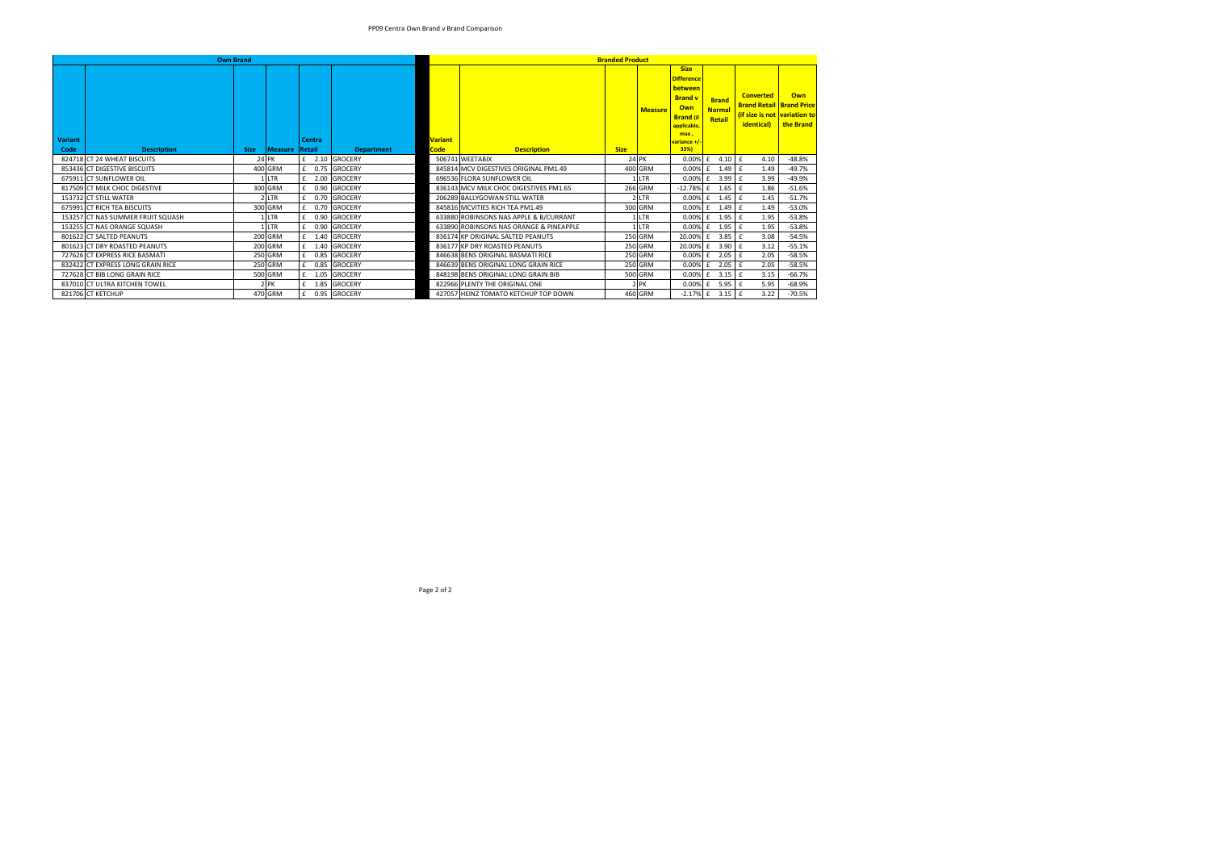# PP09 Centra Own Brand v Brand Comparison

| Own Brand | | | | | | Branded Product | | | | | | | |
|---|---|---|---|---|---|---|---|---|---|---|---|---|---|
| Variant Code | Description | Size | Measure | Centra Retail | Department | Variant Code | Description | Size | Measure | Size Difference between Brand v Own Brand (if applicable, max , variance +/- 33%) | Brand Normal Retail | Converted Brand Retail (if size is not identical) | Own Brand Price variation to the Brand |
| 824718 | CT 24 WHEAT BISCUITS | 24 | PK | £ 2.10 | GROCERY | 506741 | WEETABIX | 24 | PK | 0.00% | £ 4.10 | £ 4.10 | -48.8% |
| 853436 | CT DIGESTIVE BISCUITS | 400 | GRM | £ 0.75 | GROCERY | 845814 | MCV DIGESTIVES ORIGINAL PM1.49 | 400 | GRM | 0.00% | £ 1.49 | £ 1.49 | -49.7% |
| 675911 | CT SUNFLOWER OIL | 1 | LTR | £ 2.00 | GROCERY | 696536 | FLORA SUNFLOWER OIL | 1 | LTR | 0.00% | £ 3.99 | £ 3.99 | -49.9% |
| 817509 | CT MILK CHOC DIGESTIVE | 300 | GRM | £ 0.90 | GROCERY | 836143 | MCV MILK CHOC DIGESTIVES PM1.65 | 266 | GRM | -12.78% | £ 1.65 | £ 1.86 | -51.6% |
| 153732 | CT STILL WATER | 2 | LTR | £ 0.70 | GROCERY | 206289 | BALLYGOWAN STILL WATER | 2 | LTR | 0.00% | £ 1.45 | £ 1.45 | -51.7% |
| 675991 | CT RICH TEA BISCUITS | 300 | GRM | £ 0.70 | GROCERY | 845816 | MCVITIES RICH TEA PM1.49 | 300 | GRM | 0.00% | £ 1.49 | £ 1.49 | -53.0% |
| 153257 | CT NAS SUMMER FRUIT SQUASH | 1 | LTR | £ 0.90 | GROCERY | 633880 | ROBINSONS NAS APPLE & B/CURRANT | 1 | LTR | 0.00% | £ 1.95 | £ 1.95 | -53.8% |
| 153255 | CT NAS ORANGE SQUASH | 1 | LTR | £ 0.90 | GROCERY | 633890 | ROBINSONS NAS ORANGE & PINEAPPLE | 1 | LTR | 0.00% | £ 1.95 | £ 1.95 | -53.8% |
| 801622 | CT SALTED PEANUTS | 200 | GRM | £ 1.40 | GROCERY | 836174 | KP ORIGINAL SALTED PEANUTS | 250 | GRM | 20.00% | £ 3.85 | £ 3.08 | -54.5% |
| 801623 | CT DRY ROASTED PEANUTS | 200 | GRM | £ 1.40 | GROCERY | 836177 | KP DRY ROASTED PEANUTS | 250 | GRM | 20.00% | £ 3.90 | £ 3.12 | -55.1% |
| 727626 | CT EXPRESS RICE BASMATI | 250 | GRM | £ 0.85 | GROCERY | 846638 | BENS ORIGINAL BASMATI RICE | 250 | GRM | 0.00% | £ 2.05 | £ 2.05 | -58.5% |
| 832422 | CT EXPRESS LONG GRAIN RICE | 250 | GRM | £ 0.85 | GROCERY | 846639 | BENS ORIGINAL LONG GRAIN RICE | 250 | GRM | 0.00% | £ 2.05 | £ 2.05 | -58.5% |
| 727628 | CT BIB LONG GRAIN RICE | 500 | GRM | £ 1.05 | GROCERY | 848198 | BENS ORIGINAL LONG GRAIN BIB | 500 | GRM | 0.00% | £ 3.15 | £ 3.15 | -66.7% |
| 837010 | CT ULTRA KITCHEN TOWEL | 2 | PK | £ 1.85 | GROCERY | 822966 | PLENTY THE ORIGINAL ONE | 2 | PK | 0.00% | £ 5.95 | £ 5.95 | -68.9% |
| 821706 | CT KETCHUP | 470 | GRM | £ 0.95 | GROCERY | 427057 | HEINZ TOMATO KETCHUP TOP DOWN | 460 | GRM | -2.17% | £ 3.15 | £ 3.22 | -70.5% |